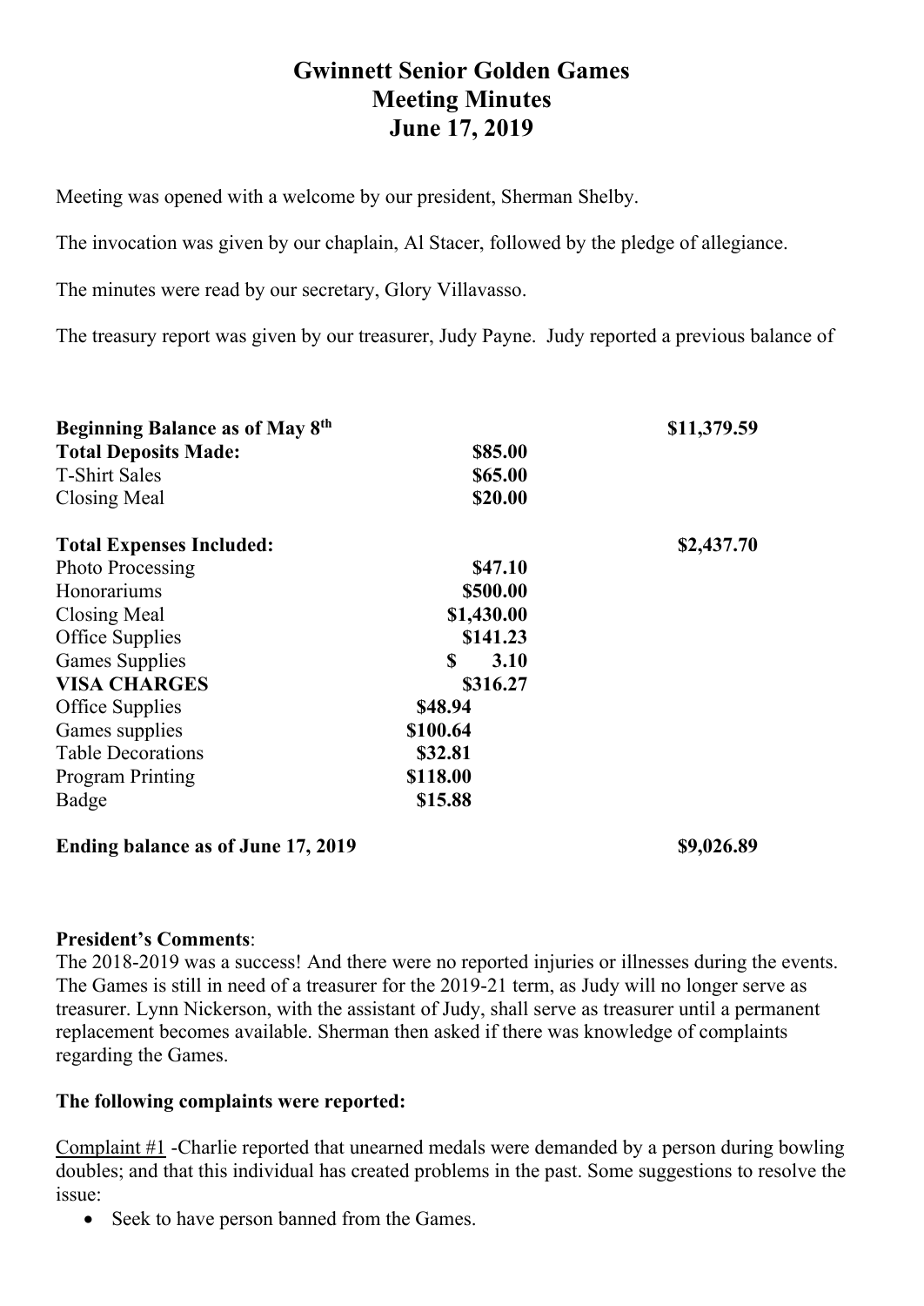# Gwinnett Senior Golden Games
# Meeting Minutes
# June 17, 2019

Meeting was opened with a welcome by our president, Sherman Shelby.

The invocation was given by our chaplain, Al Stacer, followed by the pledge of allegiance.

The minutes were read by our secretary, Glory Villavasso.

The treasury report was given by our treasurer, Judy Payne. Judy reported a previous balance of

| | | | |
|---|---|---|---|
| **Beginning Balance as of May 8th** | | | **\$11,379.59** |
| **Total Deposits Made:** | | **\$85.00** | |
| T-Shirt Sales | | **\$65.00** | |
| Closing Meal | | **\$20.00** | |
| **Total Expenses Included:** | | | **\$2,437.70** |
| Photo Processing | | **\$47.10** | |
| Honorariums | | **\$500.00** | |
| Closing Meal | | **\$1,430.00** | |
| Office Supplies | | **\$141.23** | |
| Games Supplies | | **\$ 3.10** | |
| **VISA CHARGES** | | **\$316.27** | |
| Office Supplies | **\$48.94** | | |
| Games supplies | **\$100.64** | | |
| Table Decorations | **\$32.81** | | |
| Program Printing | **\$118.00** | | |
| Badge | **\$15.88** | | |
| **Ending balance as of June 17, 2019** | | | **\$9,026.89** |

**President's Comments**:
The 2018-2019 was a success! And there were no reported injuries or illnesses during the events. The Games is still in need of a treasurer for the 2019-21 term, as Judy will no longer serve as treasurer. Lynn Nickerson, with the assistant of Judy, shall serve as treasurer until a permanent replacement becomes available. Sherman then asked if there was knowledge of complaints regarding the Games.

**The following complaints were reported:**

Complaint #1 -Charlie reported that unearned medals were demanded by a person during bowling doubles; and that this individual has created problems in the past. Some suggestions to resolve the issue:

- Seek to have person banned from the Games.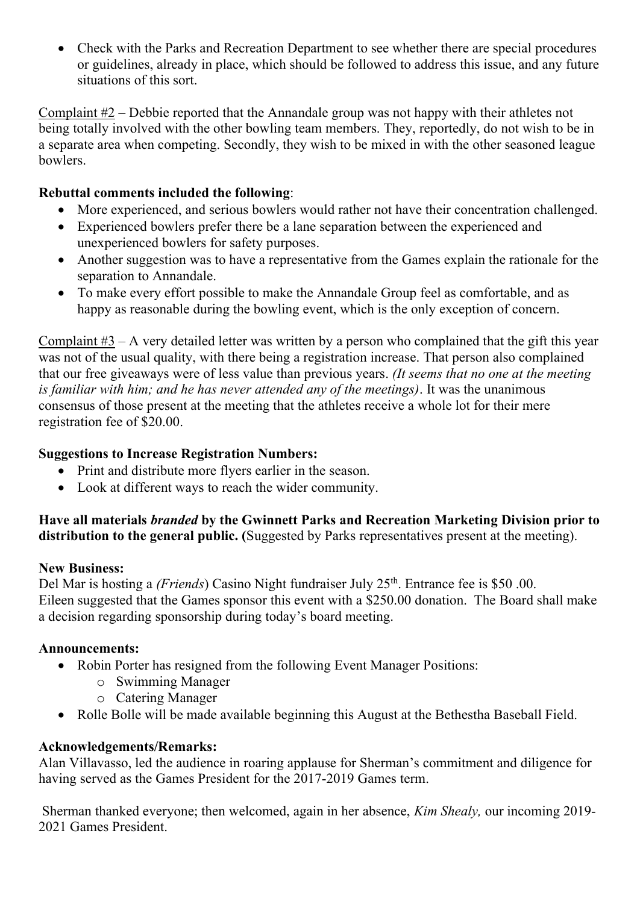- Check with the Parks and Recreation Department to see whether there are special procedures or guidelines, already in place, which should be followed to address this issue, and any future situations of this sort.

Complaint #2 – Debbie reported that the Annandale group was not happy with their athletes not being totally involved with the other bowling team members. They, reportedly, do not wish to be in a separate area when competing. Secondly, they wish to be mixed in with the other seasoned league bowlers.

**Rebuttal comments included the following**:

- More experienced, and serious bowlers would rather not have their concentration challenged.
- Experienced bowlers prefer there be a lane separation between the experienced and unexperienced bowlers for safety purposes.
- Another suggestion was to have a representative from the Games explain the rationale for the separation to Annandale.
- To make every effort possible to make the Annandale Group feel as comfortable, and as happy as reasonable during the bowling event, which is the only exception of concern.

Complaint #3 – A very detailed letter was written by a person who complained that the gift this year was not of the usual quality, with there being a registration increase. That person also complained that our free giveaways were of less value than previous years. *(It seems that no one at the meeting is familiar with him; and he has never attended any of the meetings)*. It was the unanimous consensus of those present at the meeting that the athletes receive a whole lot for their mere registration fee of $20.00.

**Suggestions to Increase Registration Numbers:**

- Print and distribute more flyers earlier in the season.
- Look at different ways to reach the wider community.

**Have all materials *branded* by the Gwinnett Parks and Recreation Marketing Division prior to distribution to the general public. (**Suggested by Parks representatives present at the meeting).

**New Business:**

Del Mar is hosting a *(Friends*) Casino Night fundraiser July 25th. Entrance fee is $50 .00. Eileen suggested that the Games sponsor this event with a $250.00 donation. The Board shall make a decision regarding sponsorship during today's board meeting.

**Announcements:**

- Robin Porter has resigned from the following Event Manager Positions:
  - Swimming Manager
  - Catering Manager
- Rolle Bolle will be made available beginning this August at the Bethestha Baseball Field.

**Acknowledgements/Remarks:**

Alan Villavasso, led the audience in roaring applause for Sherman's commitment and diligence for having served as the Games President for the 2017-2019 Games term.

Sherman thanked everyone; then welcomed, again in her absence, *Kim Shealy,* our incoming 2019-2021 Games President.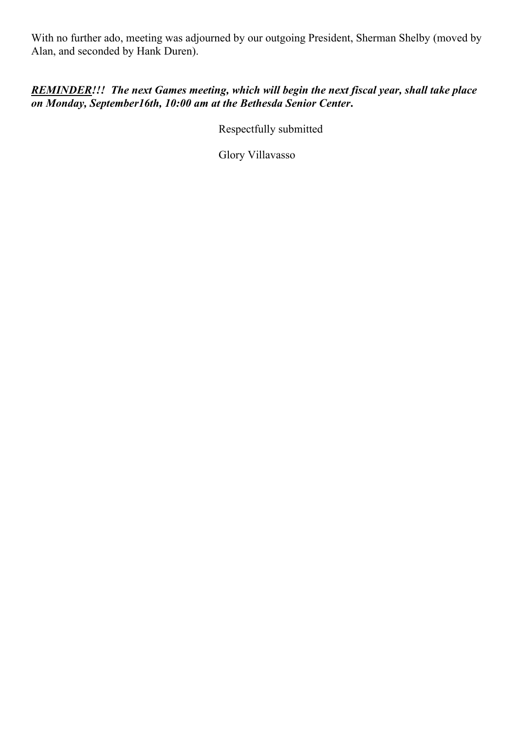With no further ado, meeting was adjourned by our outgoing President, Sherman Shelby (moved by Alan, and seconded by Hank Duren).

***<u>REMINDER</u>!!!  The next Games meeting, which will begin the next fiscal year, shall take place on Monday, September16th, 10:00 am at the Bethesda Senior Center.***

Respectfully submitted

Glory Villavasso